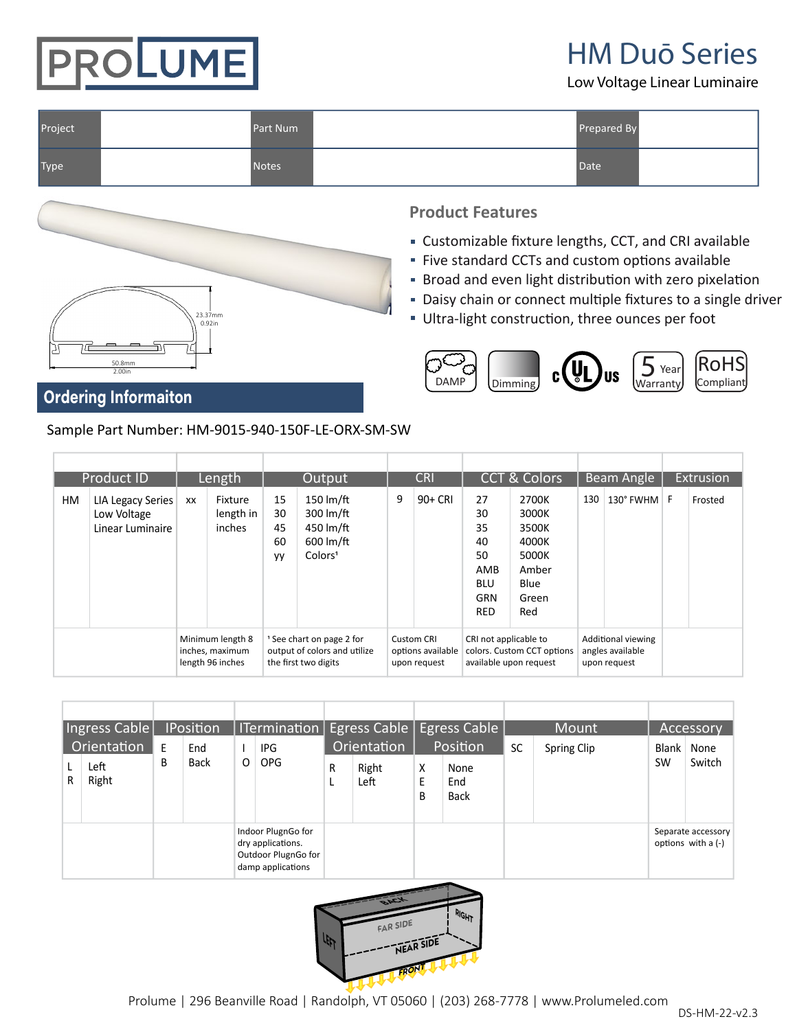# PROLUME

## HM Duō Series

Low Voltage Linear Luminaire

| Project | | Part Num | | Prepared By | |
|---|---|---|---|---|---|
| Type | | Notes | | Date | |

23.37mm
0.92in

50.8mm
2.00in

### Product Features

- Customizable fixture lengths, CCT, and CRI available
- Five standard CCTs and custom options available
- Broad and even light distribution with zero pixelation
- Daisy chain or connect multiple fixtures to a single driver
- Ultra-light construction, three ounces per foot

DAMP | Dimming | c UL us | 5 Year Warranty | RoHS Compliant

## Ordering Informaiton

Sample Part Number: HM-9015-940-150F-LE-ORX-SM-SW

| Product ID | | Length | | Output | | CRI | | CCT & Colors | | Beam Angle | | Extrusion | |
|---|---|---|---|---|---|---|---|---|---|---|---|---|---|
| HM | LIA Legacy Series Low Voltage Linear Luminaire | xx | Fixture length in inches | 15<br>30<br>45<br>60<br>yy | 150 lm/ft<br>300 lm/ft<br>450 lm/ft<br>600 lm/ft<br>Colors[1] | 9 | 90+ CRI | 27<br>30<br>35<br>40<br>50<br>AMB<br>BLU<br>GRN<br>RED | 2700K<br>3000K<br>3500K<br>4000K<br>5000K<br>Amber<br>Blue<br>Green<br>Red | 130 | 130° FWHM | F | Frosted |
| | | Minimum length 8 inches, maximum length 96 inches | | [1] See chart on page 2 for output of colors and utilize the first two digits | | Custom CRI options available upon request | | CRI not applicable to colors. Custom CCT options available upon request | | Additional viewing angles available upon request | | | |

| Ingress Cable Orientation | | IPosition | | ITermination | | Egress Cable Orientation | | Egress Cable Position | | Mount | | Accessory | |
|---|---|---|---|---|---|---|---|---|---|---|---|---|---|
| L<br>R | Left<br>Right | E<br>B | End<br>Back | I<br>O | IPG<br>OPG | R<br>L | Right<br>Left | X<br>E<br>B | None<br>End<br>Back | SC | Spring Clip | Blank<br>SW | None<br>Switch |
| | | | | Indoor PlugnGo for dry applications. Outdoor PlugnGo for damp applications | | | | | | | | Separate accessory options with a (-) | |

BACK | FAR SIDE | RIGHT | LEFT | NEAR SIDE | FRONT

Prolume | 296 Beanville Road | Randolph, VT 05060 | (203) 268-7778 | www.Prolumeled.com

DS-HM-22-v2.3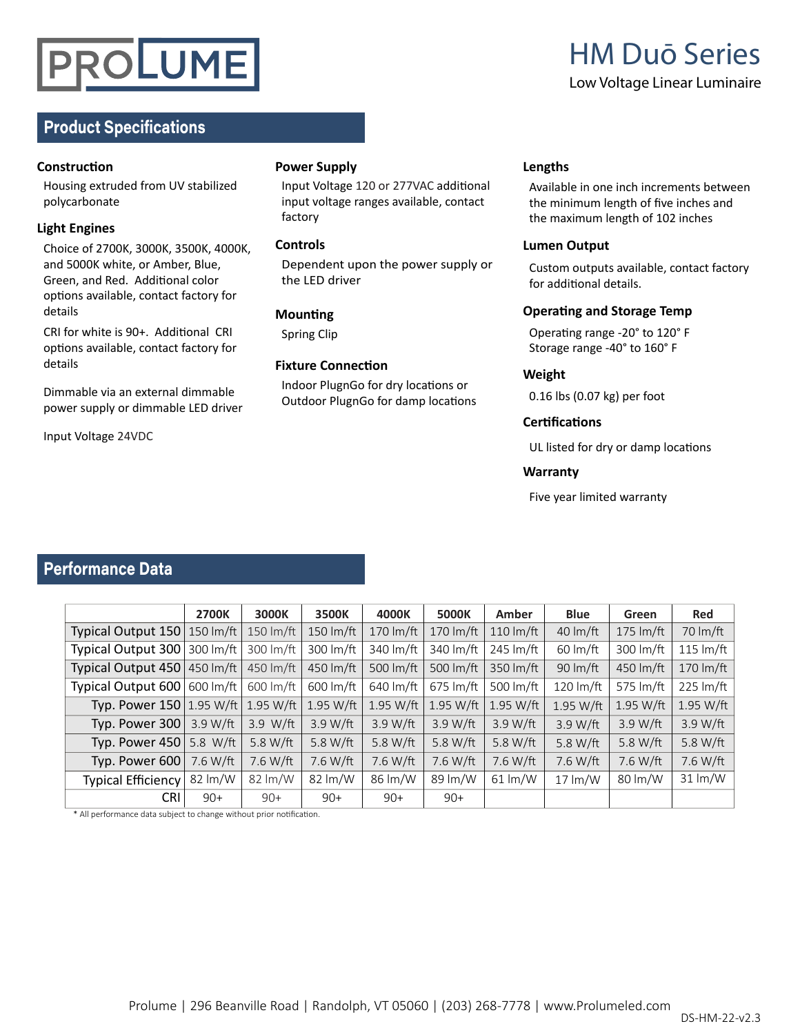# HM Duō Series

Low Voltage Linear Luminaire

## Product Specifications

### Construction

Housing extruded from UV stabilized polycarbonate

### Light Engines

Choice of 2700K, 3000K, 3500K, 4000K, and 5000K white, or Amber, Blue, Green, and Red. Additional color options available, contact factory for details

CRI for white is 90+. Additional CRI options available, contact factory for details

Dimmable via an external dimmable power supply or dimmable LED driver

Input Voltage 24VDC

### Power Supply

Input Voltage 120 or 277VAC additional input voltage ranges available, contact factory

### Controls

Dependent upon the power supply or the LED driver

### Mounting

Spring Clip

### Fixture Connection

Indoor PlugnGo for dry locations or Outdoor PlugnGo for damp locations

### Lengths

Available in one inch increments between the minimum length of five inches and the maximum length of 102 inches

### Lumen Output

Custom outputs available, contact factory for additional details.

### Operating and Storage Temp

Operating range -20° to 120° F
Storage range -40° to 160° F

### Weight

0.16 lbs (0.07 kg) per foot

### Certifications

UL listed for dry or damp locations

### Warranty

Five year limited warranty

## Performance Data

| | 2700K | 3000K | 3500K | 4000K | 5000K | Amber | Blue | Green | Red |
|---|---|---|---|---|---|---|---|---|---|
| Typical Output 150 | 150 lm/ft | 150 lm/ft | 150 lm/ft | 170 lm/ft | 170 lm/ft | 110 lm/ft | 40 lm/ft | 175 lm/ft | 70 lm/ft |
| Typical Output 300 | 300 lm/ft | 300 lm/ft | 300 lm/ft | 340 lm/ft | 340 lm/ft | 245 lm/ft | 60 lm/ft | 300 lm/ft | 115 lm/ft |
| Typical Output 450 | 450 lm/ft | 450 lm/ft | 450 lm/ft | 500 lm/ft | 500 lm/ft | 350 lm/ft | 90 lm/ft | 450 lm/ft | 170 lm/ft |
| Typical Output 600 | 600 lm/ft | 600 lm/ft | 600 lm/ft | 640 lm/ft | 675 lm/ft | 500 lm/ft | 120 lm/ft | 575 lm/ft | 225 lm/ft |
| Typ. Power 150 | 1.95 W/ft | 1.95 W/ft | 1.95 W/ft | 1.95 W/ft | 1.95 W/ft | 1.95 W/ft | 1.95 W/ft | 1.95 W/ft | 1.95 W/ft |
| Typ. Power 300 | 3.9 W/ft | 3.9 W/ft | 3.9 W/ft | 3.9 W/ft | 3.9 W/ft | 3.9 W/ft | 3.9 W/ft | 3.9 W/ft | 3.9 W/ft |
| Typ. Power 450 | 5.8 W/ft | 5.8 W/ft | 5.8 W/ft | 5.8 W/ft | 5.8 W/ft | 5.8 W/ft | 5.8 W/ft | 5.8 W/ft | 5.8 W/ft |
| Typ. Power 600 | 7.6 W/ft | 7.6 W/ft | 7.6 W/ft | 7.6 W/ft | 7.6 W/ft | 7.6 W/ft | 7.6 W/ft | 7.6 W/ft | 7.6 W/ft |
| Typical Efficiency | 82 lm/W | 82 lm/W | 82 lm/W | 86 lm/W | 89 lm/W | 61 lm/W | 17 lm/W | 80 lm/W | 31 lm/W |
| CRI | 90+ | 90+ | 90+ | 90+ | 90+ | | | | |

* All performance data subject to change without prior notification.

Prolume | 296 Beanville Road | Randolph, VT 05060 | (203) 268-7778 | www.Prolumeled.com

DS-HM-22-v2.3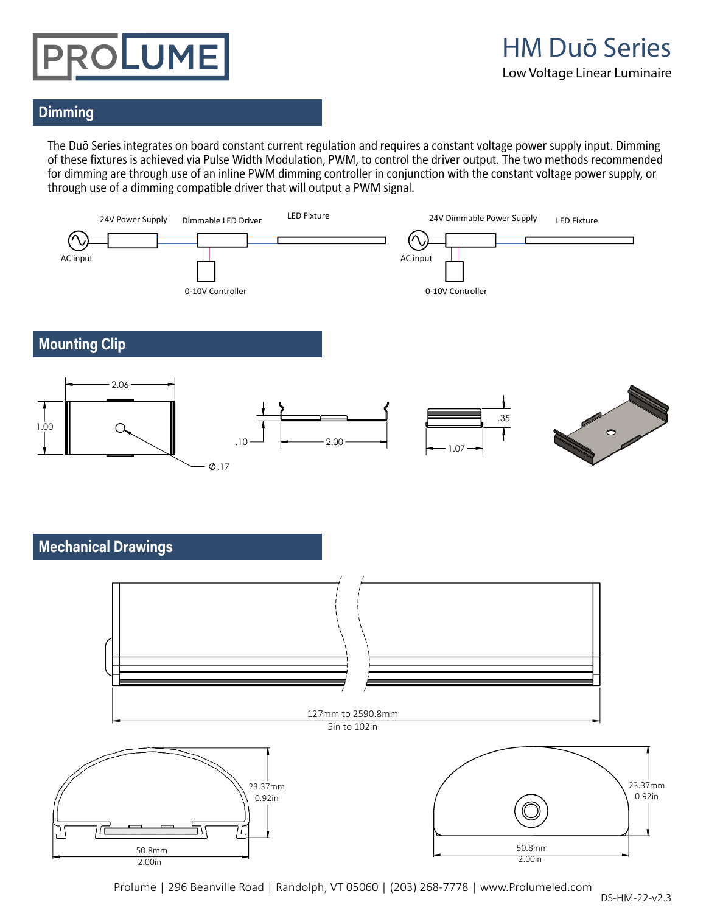# HM Duō Series

Low Voltage Linear Luminaire

## Dimming

The Duō Series integrates on board constant current regulation and requires a constant voltage power supply input. Dimming of these fixtures is achieved via Pulse Width Modulation, PWM, to control the driver output. The two methods recommended for dimming are through use of an inline PWM dimming controller in conjunction with the constant voltage power supply, or through use of a dimming compatible driver that will output a PWM signal.

24V Power Supply
Dimmable LED Driver
LED Fixture
AC input
0-10V Controller

24V Dimmable Power Supply
LED Fixture
AC input
0-10V Controller

## Mounting Clip

2.06
1.00
Ø.17
.10
2.00
.35
1.07

## Mechanical Drawings

127mm to 2590.8mm
5in to 102in

23.37mm
0.92in
50.8mm
2.00in

23.37mm
0.92in
50.8mm
2.00in

Prolume | 296 Beanville Road | Randolph, VT 05060 | (203) 268-7778 | www.Prolumeled.com

DS-HM-22-v2.3